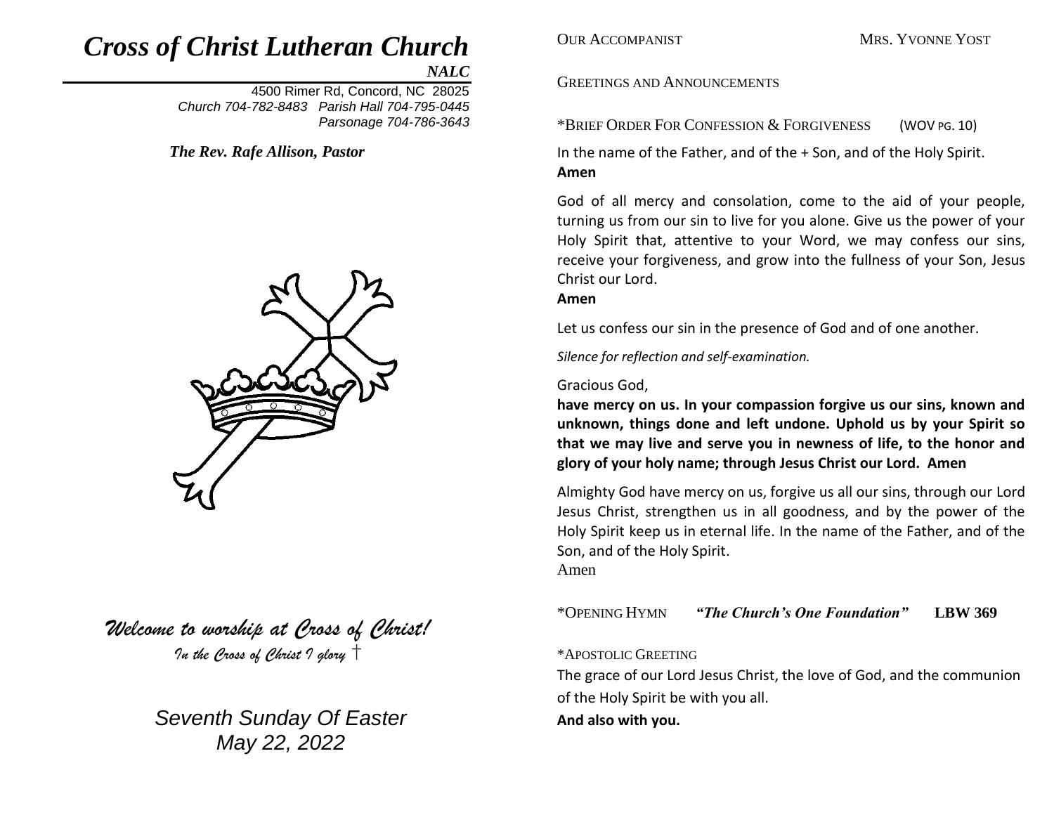# *Cross of Christ Lutheran Church*

***NALC***

4500 Rimer Rd, Concord, NC 28025
*Church 704-782-8483 Parish Hall 704-795-0445*
*Parsonage 704-786-3643*

***The Rev. Rafe Allison, Pastor***

*Welcome to worship at Cross of Christ!*

*In the Cross of Christ I glory* †

*Seventh Sunday Of Easter*
*May 22, 2022*

OUR ACCOMPANIST MRS. YVONNE YOST

GREETINGS AND ANNOUNCEMENTS

\*BRIEF ORDER FOR CONFESSION & FORGIVENESS (WOV PG. 10)

In the name of the Father, and of the + Son, and of the Holy Spirit.
**Amen**

God of all mercy and consolation, come to the aid of your people, turning us from our sin to live for you alone. Give us the power of your Holy Spirit that, attentive to your Word, we may confess our sins, receive your forgiveness, and grow into the fullness of your Son, Jesus Christ our Lord.
**Amen**

Let us confess our sin in the presence of God and of one another.

*Silence for reflection and self-examination.*

Gracious God,
**have mercy on us. In your compassion forgive us our sins, known and unknown, things done and left undone. Uphold us by your Spirit so that we may live and serve you in newness of life, to the honor and glory of your holy name; through Jesus Christ our Lord. Amen**

Almighty God have mercy on us, forgive us all our sins, through our Lord Jesus Christ, strengthen us in all goodness, and by the power of the Holy Spirit keep us in eternal life. In the name of the Father, and of the Son, and of the Holy Spirit.
Amen

\*OPENING HYMN ***"The Church's One Foundation"*** **LBW 369**

\*APOSTOLIC GREETING

The grace of our Lord Jesus Christ, the love of God, and the communion of the Holy Spirit be with you all.
**And also with you.**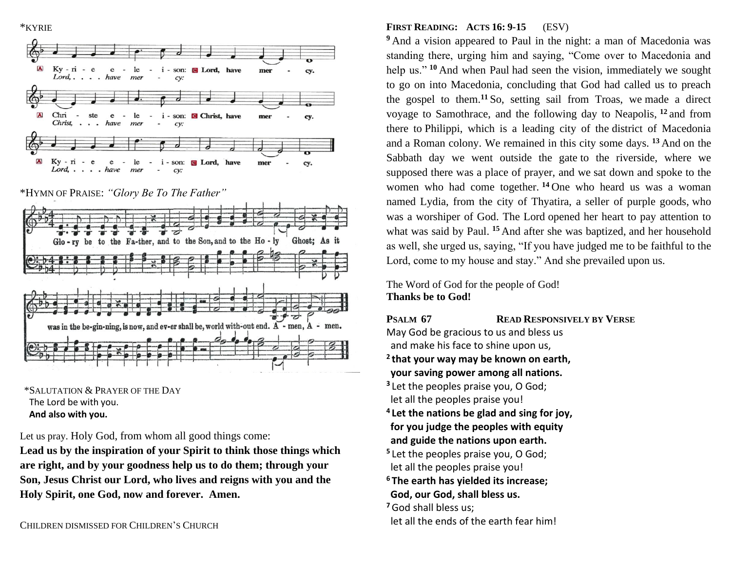*KYRIE

A Ky-ri-e e-le-i-son: C Lord, have mer-cy.
Lord, . . . . have mer-cy:

A Chri-ste e-le-i-son: C Christ, have mer-cy.
Christ, . . . have mer-cy:

A Ky-ri-e e-le-i-son: C Lord, have mer-cy.
Lord, . . . . have mer-cy:

*HYMN OF PRAISE: *"Glory Be To The Father"*

Glo-ry be to the Fa-ther, and to the Son, and to the Ho-ly Ghost; As it was in the be-gin-ning, is now, and ev-er shall be, world with-out end. A-men, A-men.

*SALUTATION & PRAYER OF THE DAY

The Lord be with you.
**And also with you.**

Let us pray. Holy God, from whom all good things come:
**Lead us by the inspiration of your Spirit to think those things which are right, and by your goodness help us to do them; through your Son, Jesus Christ our Lord, who lives and reigns with you and the Holy Spirit, one God, now and forever. Amen.**

CHILDREN DISMISSED FOR CHILDREN'S CHURCH

**FIRST READING: ACTS 16: 9-15** (ESV)

[9] And a vision appeared to Paul in the night: a man of Macedonia was standing there, urging him and saying, "Come over to Macedonia and help us." [10] And when Paul had seen the vision, immediately we sought to go on into Macedonia, concluding that God had called us to preach the gospel to them.[11] So, setting sail from Troas, we made a direct voyage to Samothrace, and the following day to Neapolis, [12] and from there to Philippi, which is a leading city of the district of Macedonia and a Roman colony. We remained in this city some days. [13] And on the Sabbath day we went outside the gate to the riverside, where we supposed there was a place of prayer, and we sat down and spoke to the women who had come together. [14] One who heard us was a woman named Lydia, from the city of Thyatira, a seller of purple goods, who was a worshiper of God. The Lord opened her heart to pay attention to what was said by Paul. [15] And after she was baptized, and her household as well, she urged us, saying, "If you have judged me to be faithful to the Lord, come to my house and stay." And she prevailed upon us.

The Word of God for the people of God!
**Thanks be to God!**

**PSALM 67** **READ RESPONSIVELY BY VERSE**

May God be gracious to us and bless us
and make his face to shine upon us,
**[2] that your way may be known on earth,**
**your saving power among all nations.**
[3] Let the peoples praise you, O God;
let all the peoples praise you!
**[4] Let the nations be glad and sing for joy,**
**for you judge the peoples with equity**
**and guide the nations upon earth.**
[5] Let the peoples praise you, O God;
let all the peoples praise you!
**[6] The earth has yielded its increase;**
**God, our God, shall bless us.**
[7] God shall bless us;
let all the ends of the earth fear him!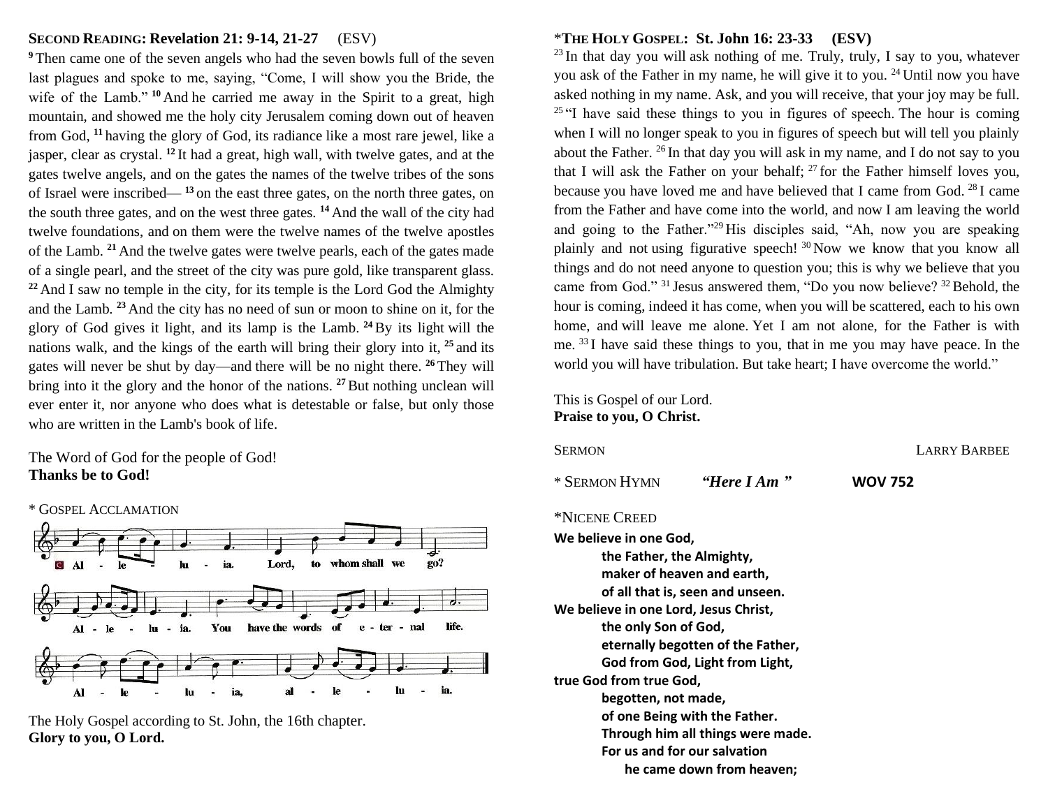**SECOND READING: Revelation 21: 9-14, 21-27** (ESV)

[9] Then came one of the seven angels who had the seven bowls full of the seven last plagues and spoke to me, saying, "Come, I will show you the Bride, the wife of the Lamb." [10] And he carried me away in the Spirit to a great, high mountain, and showed me the holy city Jerusalem coming down out of heaven from God, [11] having the glory of God, its radiance like a most rare jewel, like a jasper, clear as crystal. [12] It had a great, high wall, with twelve gates, and at the gates twelve angels, and on the gates the names of the twelve tribes of the sons of Israel were inscribed— [13] on the east three gates, on the north three gates, on the south three gates, and on the west three gates. [14] And the wall of the city had twelve foundations, and on them were the twelve names of the twelve apostles of the Lamb. [21] And the twelve gates were twelve pearls, each of the gates made of a single pearl, and the street of the city was pure gold, like transparent glass. [22] And I saw no temple in the city, for its temple is the Lord God the Almighty and the Lamb. [23] And the city has no need of sun or moon to shine on it, for the glory of God gives it light, and its lamp is the Lamb. [24] By its light will the nations walk, and the kings of the earth will bring their glory into it, [25] and its gates will never be shut by day—and there will be no night there. [26] They will bring into it the glory and the honor of the nations. [27] But nothing unclean will ever enter it, nor anyone who does what is detestable or false, but only those who are written in the Lamb's book of life.

The Word of God for the people of God!
**Thanks be to God!**

\* GOSPEL ACCLAMATION

Alleluia. Lord, to whom shall we go? Alleluia. You have the words of eternal life. Alleluia, alleluia.

The Holy Gospel according to St. John, the 16th chapter.
**Glory to you, O Lord.**

\***THE HOLY GOSPEL: St. John 16: 23-33 (ESV)**

[23] In that day you will ask nothing of me. Truly, truly, I say to you, whatever you ask of the Father in my name, he will give it to you. [24] Until now you have asked nothing in my name. Ask, and you will receive, that your joy may be full. [25] "I have said these things to you in figures of speech. The hour is coming when I will no longer speak to you in figures of speech but will tell you plainly about the Father. [26] In that day you will ask in my name, and I do not say to you that I will ask the Father on your behalf; [27] for the Father himself loves you, because you have loved me and have believed that I came from God. [28] I came from the Father and have come into the world, and now I am leaving the world and going to the Father."[29] His disciples said, "Ah, now you are speaking plainly and not using figurative speech! [30] Now we know that you know all things and do not need anyone to question you; this is why we believe that you came from God." [31] Jesus answered them, "Do you now believe? [32] Behold, the hour is coming, indeed it has come, when you will be scattered, each to his own home, and will leave me alone. Yet I am not alone, for the Father is with me. [33] I have said these things to you, that in me you may have peace. In the world you will have tribulation. But take heart; I have overcome the world."

This is Gospel of our Lord.
**Praise to you, O Christ.**

SERMON LARRY BARBEE

\* SERMON HYMN *"Here I Am"* **WOV 752**

\*NICENE CREED

**We believe in one God,**
**the Father, the Almighty,**
**maker of heaven and earth,**
**of all that is, seen and unseen.**
**We believe in one Lord, Jesus Christ,**
**the only Son of God,**
**eternally begotten of the Father,**
**God from God, Light from Light,**
**true God from true God,**
**begotten, not made,**
**of one Being with the Father.**
**Through him all things were made.**
**For us and for our salvation**
**he came down from heaven;**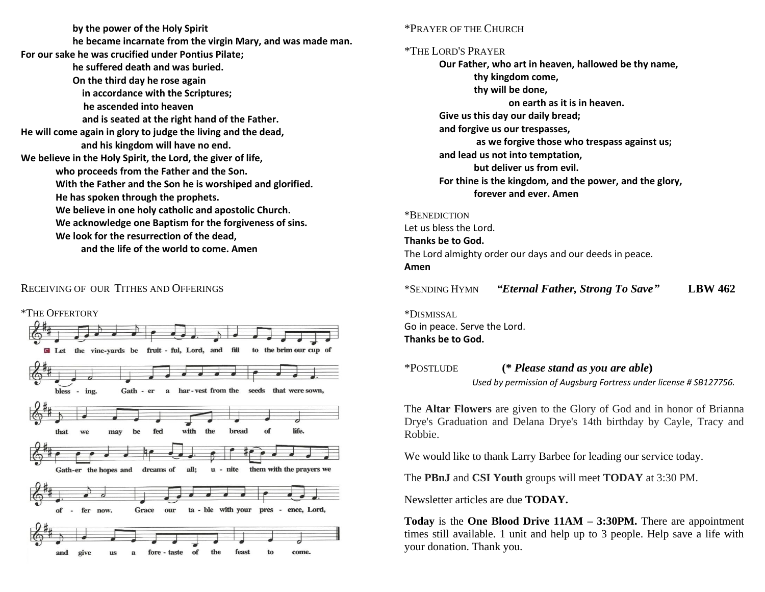**by the power of the Holy Spirit**
**he became incarnate from the virgin Mary, and was made man.**
**For our sake he was crucified under Pontius Pilate;**
**he suffered death and was buried.**
**On the third day he rose again**
**in accordance with the Scriptures;**
**he ascended into heaven**
**and is seated at the right hand of the Father.**
**He will come again in glory to judge the living and the dead,**
**and his kingdom will have no end.**
**We believe in the Holy Spirit, the Lord, the giver of life,**
**who proceeds from the Father and the Son.**
**With the Father and the Son he is worshiped and glorified.**
**He has spoken through the prophets.**
**We believe in one holy catholic and apostolic Church.**
**We acknowledge one Baptism for the forgiveness of sins.**
**We look for the resurrection of the dead,**
**and the life of the world to come. Amen**

RECEIVING OF OUR TITHES AND OFFERINGS

*THE OFFERTORY

Let the vine-yards be fruit-ful, Lord, and fill to the brim our cup of bless-ing. Gath-er a har-vest from the seeds that were sown, that we may be fed with the bread of life. Gath-er the hopes and dreams of all; u-nite them with the prayers we of-fer now. Grace our ta-ble with your pres-ence, Lord, and give us a fore-taste of the feast to come.

*PRAYER OF THE CHURCH

*THE LORD'S PRAYER

**Our Father, who art in heaven, hallowed be thy name,**
**thy kingdom come,**
**thy will be done,**
**on earth as it is in heaven.**
**Give us this day our daily bread;**
**and forgive us our trespasses,**
**as we forgive those who trespass against us;**
**and lead us not into temptation,**
**but deliver us from evil.**
**For thine is the kingdom, and the power, and the glory,**
**forever and ever. Amen**

*BENEDICTION

Let us bless the Lord.
**Thanks be to God.**
The Lord almighty order our days and our deeds in peace.
**Amen**

*SENDING HYMN ***"Eternal Father, Strong To Save"*** **LBW 462**

*DISMISSAL

Go in peace. Serve the Lord.
**Thanks be to God.**

*POSTLUDE **(*** ***Please stand as you are able*****)**

*Used by permission of Augsburg Fortress under license # SB127756.*

The **Altar Flowers** are given to the Glory of God and in honor of Brianna Drye's Graduation and Delana Drye's 14th birthday by Cayle, Tracy and Robbie.

We would like to thank Larry Barbee for leading our service today.

The **PBnJ** and **CSI Youth** groups will meet **TODAY** at 3:30 PM.

Newsletter articles are due **TODAY.**

**Today** is the **One Blood Drive 11AM – 3:30PM.** There are appointment times still available. 1 unit and help up to 3 people. Help save a life with your donation. Thank you.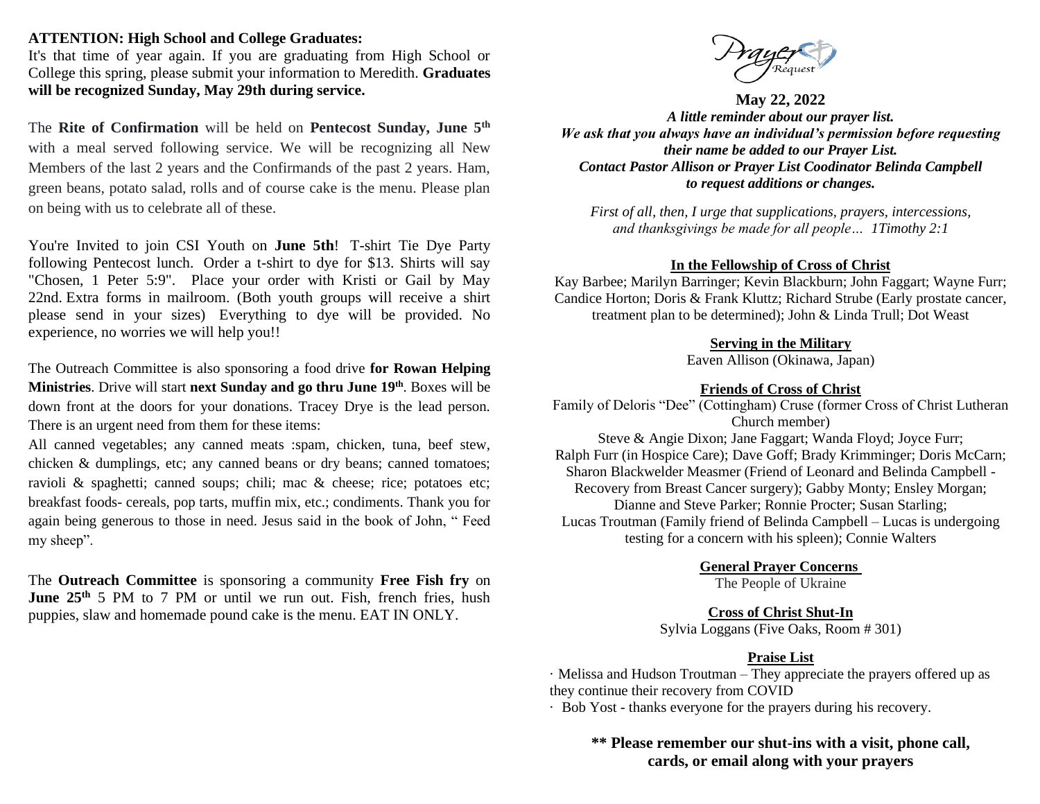**ATTENTION: High School and College Graduates:**
It's that time of year again. If you are graduating from High School or College this spring, please submit your information to Meredith. **Graduates will be recognized Sunday, May 29th during service.**

The **Rite of Confirmation** will be held on **Pentecost Sunday, June 5th** with a meal served following service. We will be recognizing all New Members of the last 2 years and the Confirmands of the past 2 years. Ham, green beans, potato salad, rolls and of course cake is the menu. Please plan on being with us to celebrate all of these.

You're Invited to join CSI Youth on **June 5th**! T-shirt Tie Dye Party following Pentecost lunch. Order a t-shirt to dye for $13. Shirts will say "Chosen, 1 Peter 5:9". Place your order with Kristi or Gail by May 22nd. Extra forms in mailroom. (Both youth groups will receive a shirt please send in your sizes) Everything to dye will be provided. No experience, no worries we will help you!!

The Outreach Committee is also sponsoring a food drive **for Rowan Helping Ministries**. Drive will start **next Sunday and go thru June 19th**. Boxes will be down front at the doors for your donations. Tracey Drye is the lead person. There is an urgent need from them for these items:
All canned vegetables; any canned meats :spam, chicken, tuna, beef stew, chicken & dumplings, etc; any canned beans or dry beans; canned tomatoes; ravioli & spaghetti; canned soups; chili; mac & cheese; rice; potatoes etc; breakfast foods- cereals, pop tarts, muffin mix, etc.; condiments. Thank you for again being generous to those in need. Jesus said in the book of John, " Feed my sheep".

The **Outreach Committee** is sponsoring a community **Free Fish fry** on **June 25th** 5 PM to 7 PM or until we run out. Fish, french fries, hush puppies, slaw and homemade pound cake is the menu. EAT IN ONLY.

Prayer Request

**May 22, 2022**

***A little reminder about our prayer list.***
***We ask that you always have an individual's permission before requesting their name be added to our Prayer List.***
***Contact Pastor Allison or Prayer List Coodinator Belinda Campbell to request additions or changes.***

*First of all, then, I urge that supplications, prayers, intercessions, and thanksgivings be made for all people… 1Timothy 2:1*

**In the Fellowship of Cross of Christ**

Kay Barbee; Marilyn Barringer; Kevin Blackburn; John Faggart; Wayne Furr; Candice Horton; Doris & Frank Kluttz; Richard Strube (Early prostate cancer, treatment plan to be determined); John & Linda Trull; Dot Weast

**Serving in the Military**

Eaven Allison (Okinawa, Japan)

**Friends of Cross of Christ**

Family of Deloris "Dee" (Cottingham) Cruse (former Cross of Christ Lutheran Church member)
Steve & Angie Dixon; Jane Faggart; Wanda Floyd; Joyce Furr;
Ralph Furr (in Hospice Care); Dave Goff; Brady Krimminger; Doris McCarn; Sharon Blackwelder Measmer (Friend of Leonard and Belinda Campbell - Recovery from Breast Cancer surgery); Gabby Monty; Ensley Morgan; Dianne and Steve Parker; Ronnie Procter; Susan Starling;
Lucas Troutman (Family friend of Belinda Campbell – Lucas is undergoing testing for a concern with his spleen); Connie Walters

**General Prayer Concerns**

The People of Ukraine

**Cross of Christ Shut-In**

Sylvia Loggans (Five Oaks, Room # 301)

**Praise List**

- Melissa and Hudson Troutman – They appreciate the prayers offered up as they continue their recovery from COVID
- Bob Yost - thanks everyone for the prayers during his recovery.

**\*\* Please remember our shut-ins with a visit, phone call, cards, or email along with your prayers**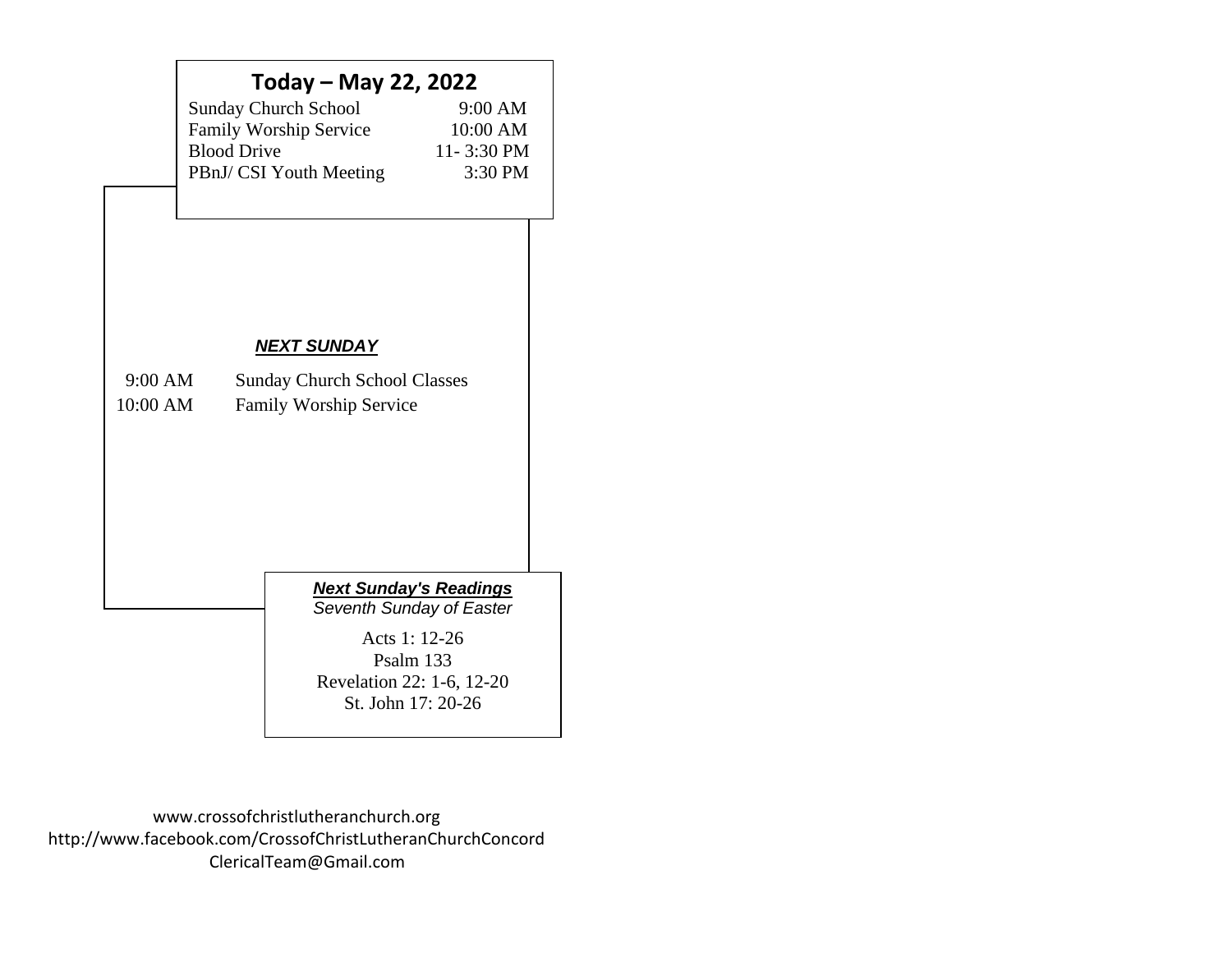## Today – May 22, 2022

| | |
|---|---|
| Sunday Church School | 9:00 AM |
| Family Worship Service | 10:00 AM |
| Blood Drive | 11- 3:30 PM |
| PBnJ/ CSI Youth Meeting | 3:30 PM |

***NEXT SUNDAY***

| | |
|---|---|
| 9:00 AM | Sunday Church School Classes |
| 10:00 AM | Family Worship Service |

***Next Sunday's Readings***

*Seventh Sunday of Easter*

Acts 1: 12-26
Psalm 133
Revelation 22: 1-6, 12-20
St. John 17: 20-26

www.crossofchristlutheranchurch.org
http://www.facebook.com/CrossofChristLutheranChurchConcord
ClericalTeam@Gmail.com